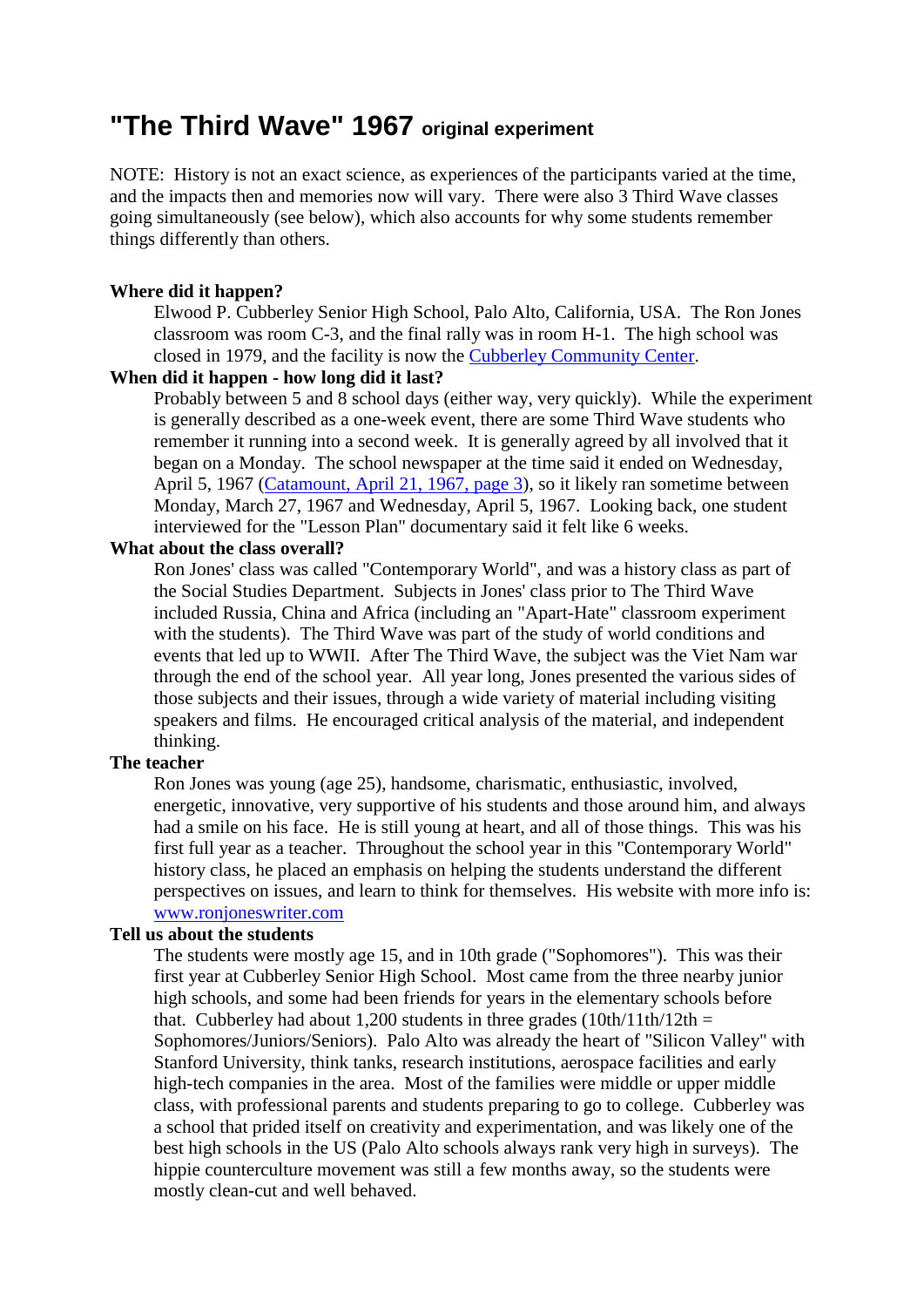# "The Third Wave" 1967 original experiment

NOTE: History is not an exact science, as experiences of the participants varied at the time, and the impacts then and memories now will vary. There were also 3 Third Wave classes going simultaneously (see below), which also accounts for why some students remember things differently than others.

**Where did it happen?**

Elwood P. Cubberley Senior High School, Palo Alto, California, USA. The Ron Jones classroom was room C-3, and the final rally was in room H-1. The high school was closed in 1979, and the facility is now the [Cubberley Community Center](#).

**When did it happen - how long did it last?**

Probably between 5 and 8 school days (either way, very quickly). While the experiment is generally described as a one-week event, there are some Third Wave students who remember it running into a second week. It is generally agreed by all involved that it began on a Monday. The school newspaper at the time said it ended on Wednesday, April 5, 1967 ([Catamount, April 21, 1967, page 3](#)), so it likely ran sometime between Monday, March 27, 1967 and Wednesday, April 5, 1967. Looking back, one student interviewed for the "Lesson Plan" documentary said it felt like 6 weeks.

**What about the class overall?**

Ron Jones' class was called "Contemporary World", and was a history class as part of the Social Studies Department. Subjects in Jones' class prior to The Third Wave included Russia, China and Africa (including an "Apart-Hate" classroom experiment with the students). The Third Wave was part of the study of world conditions and events that led up to WWII. After The Third Wave, the subject was the Viet Nam war through the end of the school year. All year long, Jones presented the various sides of those subjects and their issues, through a wide variety of material including visiting speakers and films. He encouraged critical analysis of the material, and independent thinking.

**The teacher**

Ron Jones was young (age 25), handsome, charismatic, enthusiastic, involved, energetic, innovative, very supportive of his students and those around him, and always had a smile on his face. He is still young at heart, and all of those things. This was his first full year as a teacher. Throughout the school year in this "Contemporary World" history class, he placed an emphasis on helping the students understand the different perspectives on issues, and learn to think for themselves. His website with more info is: [www.ronjoneswriter.com](http://www.ronjoneswriter.com)

**Tell us about the students**

The students were mostly age 15, and in 10th grade ("Sophomores"). This was their first year at Cubberley Senior High School. Most came from the three nearby junior high schools, and some had been friends for years in the elementary schools before that. Cubberley had about 1,200 students in three grades (10th/11th/12th = Sophomores/Juniors/Seniors). Palo Alto was already the heart of "Silicon Valley" with Stanford University, think tanks, research institutions, aerospace facilities and early high-tech companies in the area. Most of the families were middle or upper middle class, with professional parents and students preparing to go to college. Cubberley was a school that prided itself on creativity and experimentation, and was likely one of the best high schools in the US (Palo Alto schools always rank very high in surveys). The hippie counterculture movement was still a few months away, so the students were mostly clean-cut and well behaved.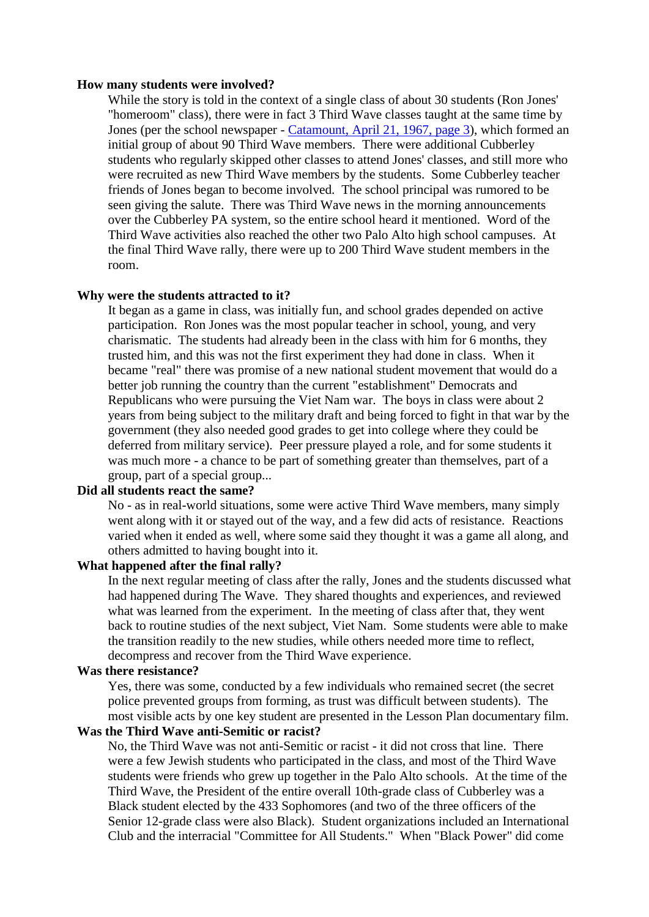**How many students were involved?**

While the story is told in the context of a single class of about 30 students (Ron Jones' "homeroom" class), there were in fact 3 Third Wave classes taught at the same time by Jones (per the school newspaper - [Catamount, April 21, 1967, page 3]), which formed an initial group of about 90 Third Wave members. There were additional Cubberley students who regularly skipped other classes to attend Jones' classes, and still more who were recruited as new Third Wave members by the students. Some Cubberley teacher friends of Jones began to become involved. The school principal was rumored to be seen giving the salute. There was Third Wave news in the morning announcements over the Cubberley PA system, so the entire school heard it mentioned. Word of the Third Wave activities also reached the other two Palo Alto high school campuses. At the final Third Wave rally, there were up to 200 Third Wave student members in the room.

**Why were the students attracted to it?**

It began as a game in class, was initially fun, and school grades depended on active participation. Ron Jones was the most popular teacher in school, young, and very charismatic. The students had already been in the class with him for 6 months, they trusted him, and this was not the first experiment they had done in class. When it became "real" there was promise of a new national student movement that would do a better job running the country than the current "establishment" Democrats and Republicans who were pursuing the Viet Nam war. The boys in class were about 2 years from being subject to the military draft and being forced to fight in that war by the government (they also needed good grades to get into college where they could be deferred from military service). Peer pressure played a role, and for some students it was much more - a chance to be part of something greater than themselves, part of a group, part of a special group...

**Did all students react the same?**

No - as in real-world situations, some were active Third Wave members, many simply went along with it or stayed out of the way, and a few did acts of resistance. Reactions varied when it ended as well, where some said they thought it was a game all along, and others admitted to having bought into it.

**What happened after the final rally?**

In the next regular meeting of class after the rally, Jones and the students discussed what had happened during The Wave. They shared thoughts and experiences, and reviewed what was learned from the experiment. In the meeting of class after that, they went back to routine studies of the next subject, Viet Nam. Some students were able to make the transition readily to the new studies, while others needed more time to reflect, decompress and recover from the Third Wave experience.

**Was there resistance?**

Yes, there was some, conducted by a few individuals who remained secret (the secret police prevented groups from forming, as trust was difficult between students). The most visible acts by one key student are presented in the Lesson Plan documentary film.

**Was the Third Wave anti-Semitic or racist?**

No, the Third Wave was not anti-Semitic or racist - it did not cross that line. There were a few Jewish students who participated in the class, and most of the Third Wave students were friends who grew up together in the Palo Alto schools. At the time of the Third Wave, the President of the entire overall 10th-grade class of Cubberley was a Black student elected by the 433 Sophomores (and two of the three officers of the Senior 12-grade class were also Black). Student organizations included an International Club and the interracial "Committee for All Students." When "Black Power" did come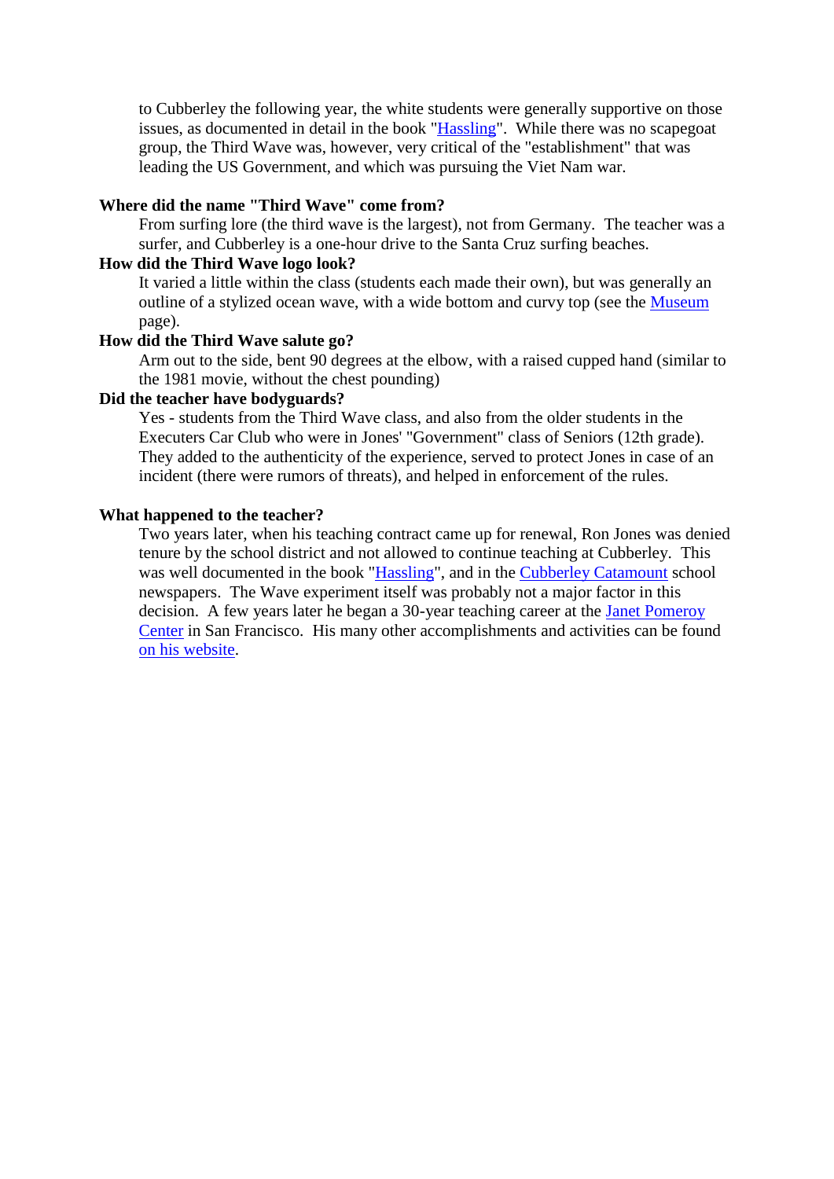to Cubberley the following year, the white students were generally supportive on those issues, as documented in detail in the book "Hassling". While there was no scapegoat group, the Third Wave was, however, very critical of the "establishment" that was leading the US Government, and which was pursuing the Viet Nam war.

**Where did the name "Third Wave" come from?**

From surfing lore (the third wave is the largest), not from Germany. The teacher was a surfer, and Cubberley is a one-hour drive to the Santa Cruz surfing beaches.

**How did the Third Wave logo look?**

It varied a little within the class (students each made their own), but was generally an outline of a stylized ocean wave, with a wide bottom and curvy top (see the Museum page).

**How did the Third Wave salute go?**

Arm out to the side, bent 90 degrees at the elbow, with a raised cupped hand (similar to the 1981 movie, without the chest pounding)

**Did the teacher have bodyguards?**

Yes - students from the Third Wave class, and also from the older students in the Executers Car Club who were in Jones' "Government" class of Seniors (12th grade). They added to the authenticity of the experience, served to protect Jones in case of an incident (there were rumors of threats), and helped in enforcement of the rules.

**What happened to the teacher?**

Two years later, when his teaching contract came up for renewal, Ron Jones was denied tenure by the school district and not allowed to continue teaching at Cubberley. This was well documented in the book "Hassling", and in the Cubberley Catamount school newspapers. The Wave experiment itself was probably not a major factor in this decision. A few years later he began a 30-year teaching career at the Janet Pomeroy Center in San Francisco. His many other accomplishments and activities can be found on his website.